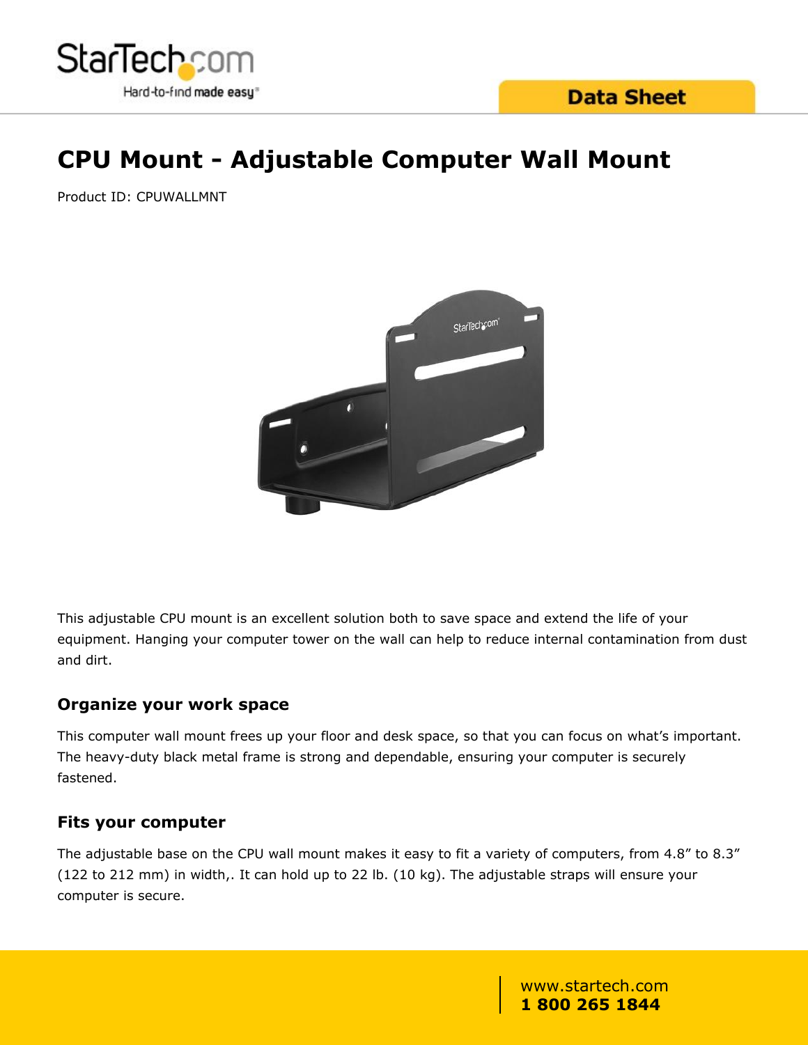# CPU Mount - Adjustable Computer Wall Mount

Product ID: CPUWALLMNT

This adjustable CPU mount is an excellent solution both to save space and extend the life of your equipment. Hanging your computer tower on the wall can help to reduce internal contamination from dust and dirt.

## Organize your work space

This computer wall mount frees up your floor and desk space, so that you can focus on what's important. The heavy-duty black metal frame is strong and dependable, ensuring your computer is securely fastened.

## Fits your computer

The adjustable base on the CPU wall mount makes it easy to fit a variety of computers, from 4.8" to 8.3" (122 to 212 mm) in width,. It can hold up to 22 lb. (10 kg). The adjustable straps will ensure your computer is secure.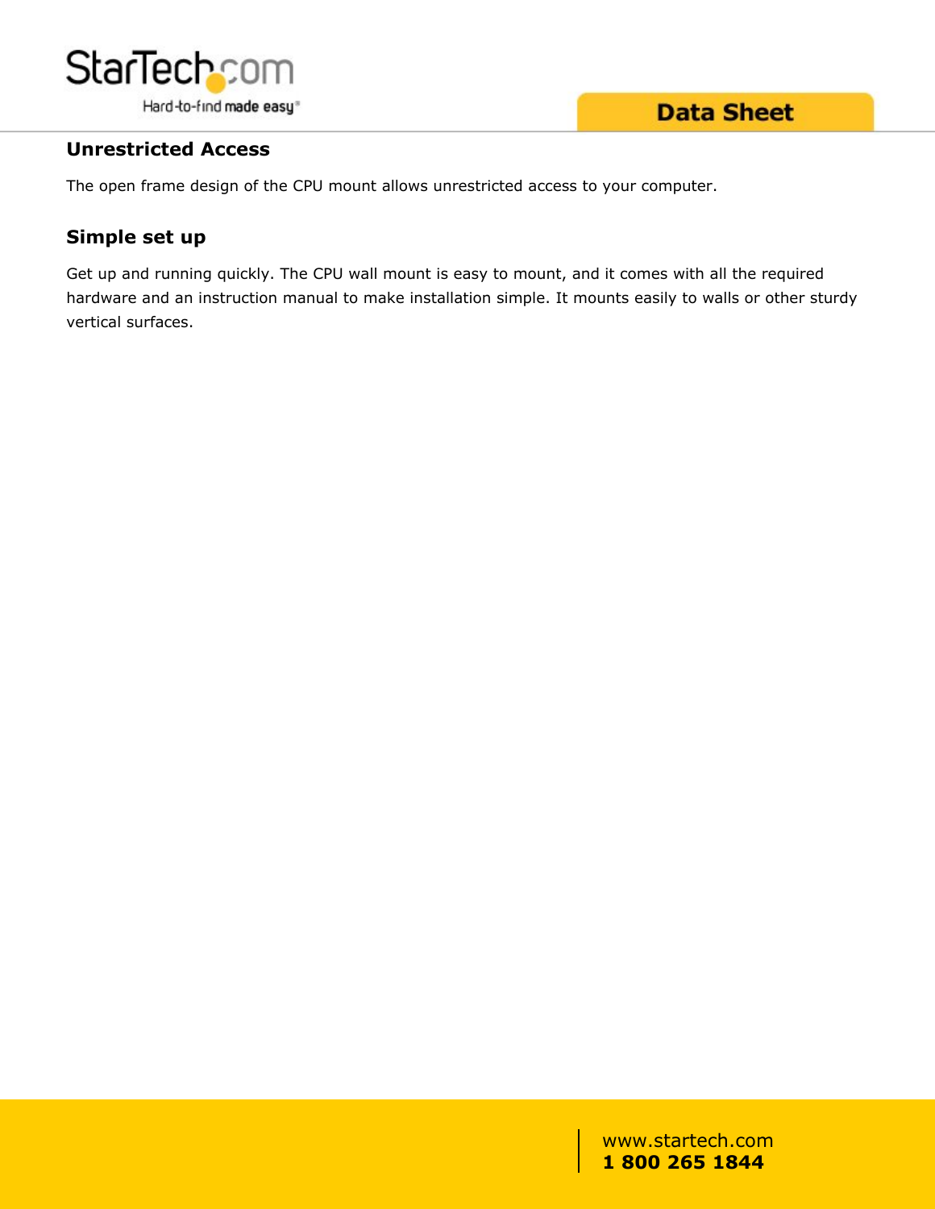## Unrestricted Access

The open frame design of the CPU mount allows unrestricted access to your computer.

## Simple set up

Get up and running quickly. The CPU wall mount is easy to mount, and it comes with all the required hardware and an instruction manual to make installation simple. It mounts easily to walls or other sturdy vertical surfaces.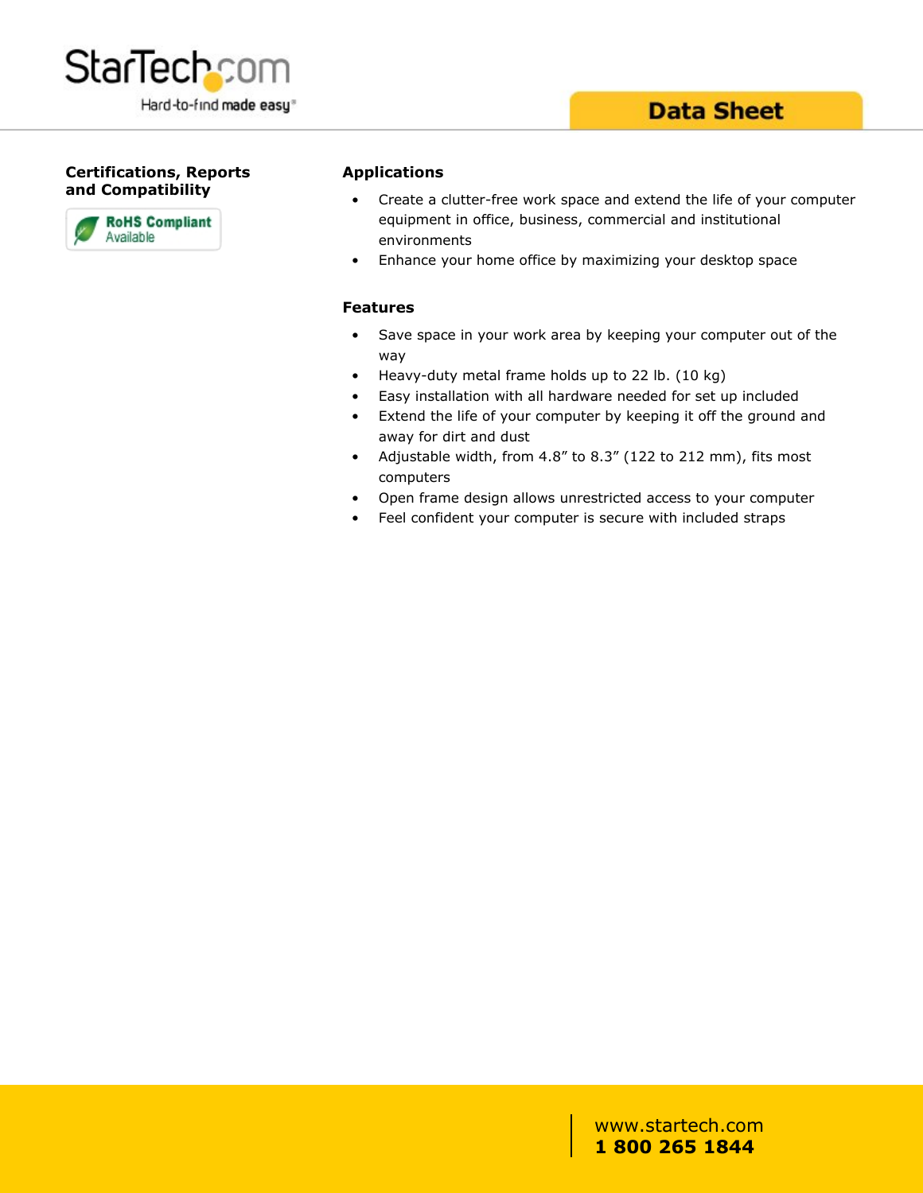## Certifications, Reports and Compatibility

RoHS Compliant Available

## Applications

- Create a clutter-free work space and extend the life of your computer equipment in office, business, commercial and institutional environments
- Enhance your home office by maximizing your desktop space

## Features

- Save space in your work area by keeping your computer out of the way
- Heavy-duty metal frame holds up to 22 lb. (10 kg)
- Easy installation with all hardware needed for set up included
- Extend the life of your computer by keeping it off the ground and away for dirt and dust
- Adjustable width, from 4.8" to 8.3" (122 to 212 mm), fits most computers
- Open frame design allows unrestricted access to your computer
- Feel confident your computer is secure with included straps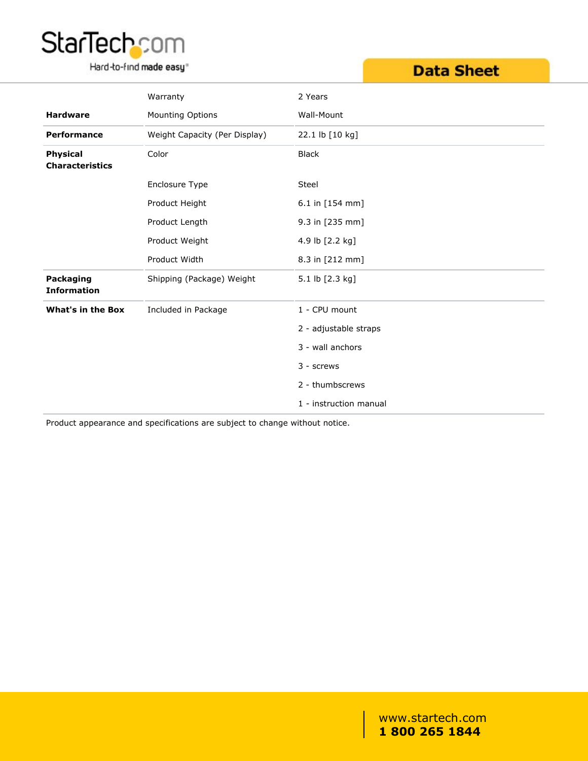| | | |
|---|---|---|
| Hardware | Warranty | 2 Years |
| | Mounting Options | Wall-Mount |
| Performance | Weight Capacity (Per Display) | 22.1 lb [10 kg] |
| Physical Characteristics | Color | Black |
| | Enclosure Type | Steel |
| | Product Height | 6.1 in [154 mm] |
| | Product Length | 9.3 in [235 mm] |
| | Product Weight | 4.9 lb [2.2 kg] |
| | Product Width | 8.3 in [212 mm] |
| Packaging Information | Shipping (Package) Weight | 5.1 lb [2.3 kg] |
| What's in the Box | Included in Package | 1 - CPU mount |
| | | 2 - adjustable straps |
| | | 3 - wall anchors |
| | | 3 - screws |
| | | 2 - thumbscrews |
| | | 1 - instruction manual |

Product appearance and specifications are subject to change without notice.